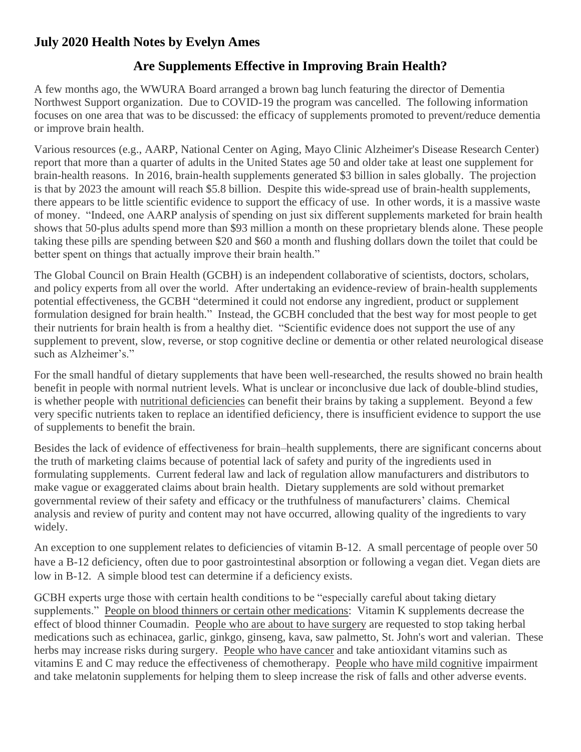**July 2020 Health Notes by Evelyn Ames**

## Are Supplements Effective in Improving Brain Health?

A few months ago, the WWURA Board arranged a brown bag lunch featuring the director of Dementia Northwest Support organization. Due to COVID-19 the program was cancelled. The following information focuses on one area that was to be discussed: the efficacy of supplements promoted to prevent/reduce dementia or improve brain health.

Various resources (e.g., AARP, National Center on Aging, Mayo Clinic Alzheimer's Disease Research Center) report that more than a quarter of adults in the United States age 50 and older take at least one supplement for brain-health reasons. In 2016, brain-health supplements generated $3 billion in sales globally. The projection is that by 2023 the amount will reach $5.8 billion. Despite this wide-spread use of brain-health supplements, there appears to be little scientific evidence to support the efficacy of use. In other words, it is a massive waste of money. "Indeed, one AARP analysis of spending on just six different supplements marketed for brain health shows that 50-plus adults spend more than $93 million a month on these proprietary blends alone. These people taking these pills are spending between $20 and $60 a month and flushing dollars down the toilet that could be better spent on things that actually improve their brain health."

The Global Council on Brain Health (GCBH) is an independent collaborative of scientists, doctors, scholars, and policy experts from all over the world. After undertaking an evidence-review of brain-health supplements potential effectiveness, the GCBH "determined it could not endorse any ingredient, product or supplement formulation designed for brain health." Instead, the GCBH concluded that the best way for most people to get their nutrients for brain health is from a healthy diet. "Scientific evidence does not support the use of any supplement to prevent, slow, reverse, or stop cognitive decline or dementia or other related neurological disease such as Alzheimer's."

For the small handful of dietary supplements that have been well-researched, the results showed no brain health benefit in people with normal nutrient levels. What is unclear or inconclusive due lack of double-blind studies, is whether people with nutritional deficiencies can benefit their brains by taking a supplement. Beyond a few very specific nutrients taken to replace an identified deficiency, there is insufficient evidence to support the use of supplements to benefit the brain.

Besides the lack of evidence of effectiveness for brain–health supplements, there are significant concerns about the truth of marketing claims because of potential lack of safety and purity of the ingredients used in formulating supplements. Current federal law and lack of regulation allow manufacturers and distributors to make vague or exaggerated claims about brain health. Dietary supplements are sold without premarket governmental review of their safety and efficacy or the truthfulness of manufacturers' claims. Chemical analysis and review of purity and content may not have occurred, allowing quality of the ingredients to vary widely.

An exception to one supplement relates to deficiencies of vitamin B-12. A small percentage of people over 50 have a B-12 deficiency, often due to poor gastrointestinal absorption or following a vegan diet. Vegan diets are low in B-12. A simple blood test can determine if a deficiency exists.

GCBH experts urge those with certain health conditions to be "especially careful about taking dietary supplements." People on blood thinners or certain other medications: Vitamin K supplements decrease the effect of blood thinner Coumadin. People who are about to have surgery are requested to stop taking herbal medications such as echinacea, garlic, ginkgo, ginseng, kava, saw palmetto, St. John's wort and valerian. These herbs may increase risks during surgery. People who have cancer and take antioxidant vitamins such as vitamins E and C may reduce the effectiveness of chemotherapy. People who have mild cognitive impairment and take melatonin supplements for helping them to sleep increase the risk of falls and other adverse events.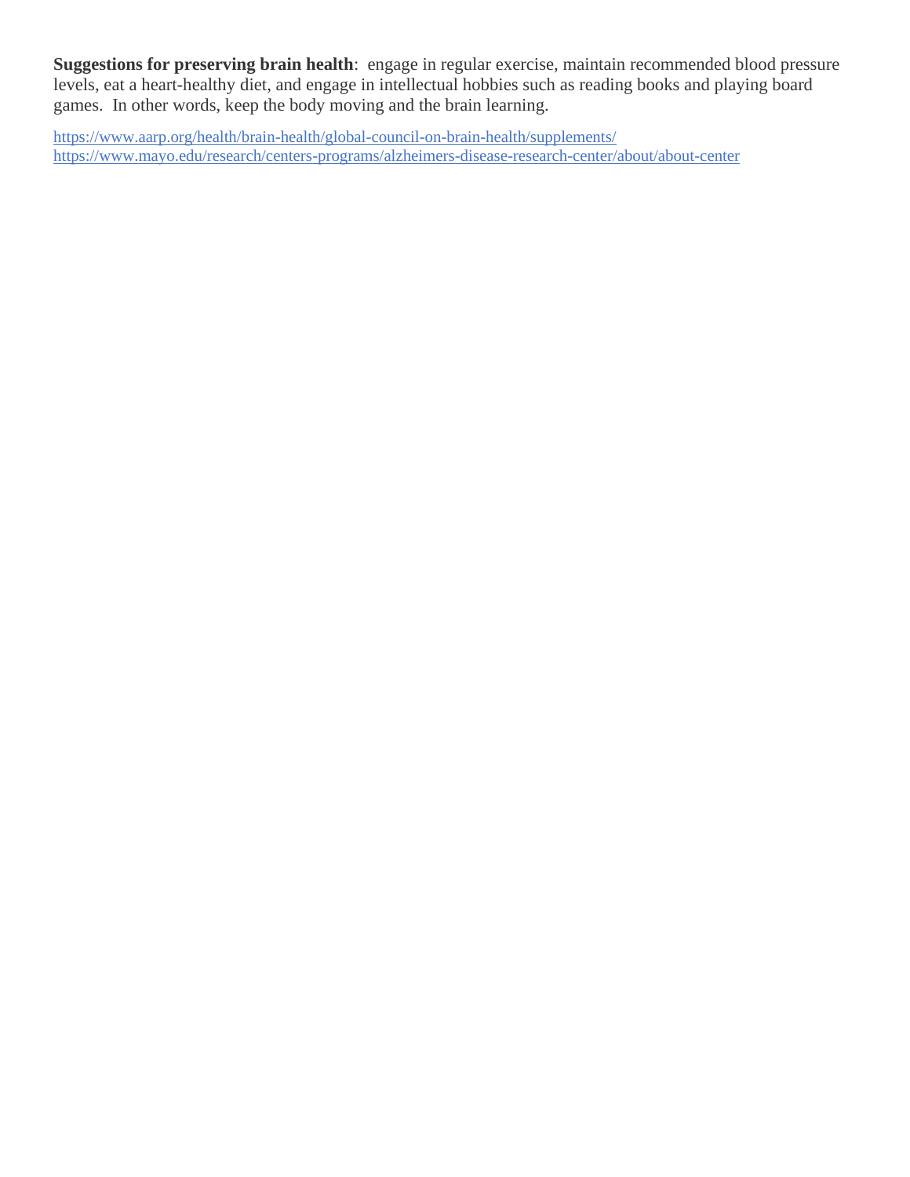**Suggestions for preserving brain health**: engage in regular exercise, maintain recommended blood pressure levels, eat a heart-healthy diet, and engage in intellectual hobbies such as reading books and playing board games. In other words, keep the body moving and the brain learning.

https://www.aarp.org/health/brain-health/global-council-on-brain-health/supplements/
https://www.mayo.edu/research/centers-programs/alzheimers-disease-research-center/about/about-center